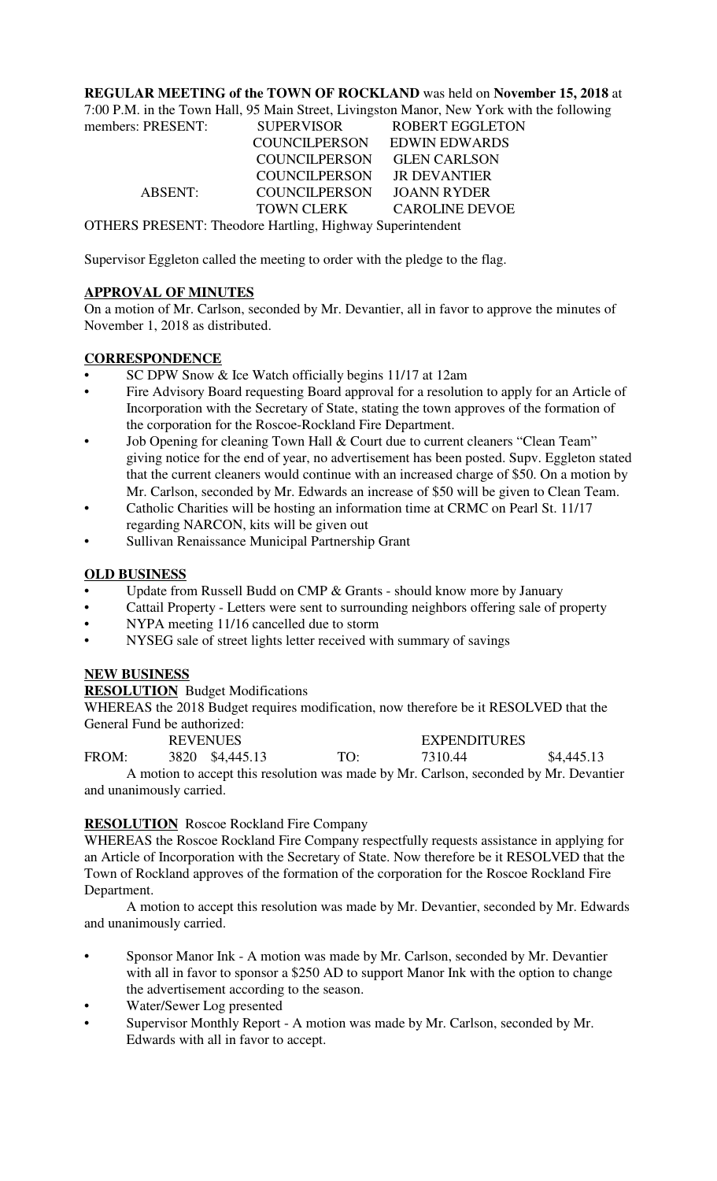**REGULAR MEETING of the TOWN OF ROCKLAND** was held on **November 15, 2018** at 7:00 P.M. in the Town Hall, 95 Main Street, Livingston Manor, New York with the following members:

| | | |
|---|---|---|
| PRESENT: | SUPERVISOR | ROBERT EGGLETON |
| | COUNCILPERSON | EDWIN EDWARDS |
| | COUNCILPERSON | GLEN CARLSON |
| | COUNCILPERSON | JR DEVANTIER |
| ABSENT: | COUNCILPERSON | JOANN RYDER |
| | TOWN CLERK | CAROLINE DEVOE |

OTHERS PRESENT: Theodore Hartling, Highway Superintendent

Supervisor Eggleton called the meeting to order with the pledge to the flag.

## APPROVAL OF MINUTES

On a motion of Mr. Carlson, seconded by Mr. Devantier, all in favor to approve the minutes of November 1, 2018 as distributed.

## CORRESPONDENCE

- SC DPW Snow & Ice Watch officially begins 11/17 at 12am
- Fire Advisory Board requesting Board approval for a resolution to apply for an Article of Incorporation with the Secretary of State, stating the town approves of the formation of the corporation for the Roscoe-Rockland Fire Department.
- Job Opening for cleaning Town Hall & Court due to current cleaners "Clean Team" giving notice for the end of year, no advertisement has been posted. Supv. Eggleton stated that the current cleaners would continue with an increased charge of $50. On a motion by Mr. Carlson, seconded by Mr. Edwards an increase of $50 will be given to Clean Team.
- Catholic Charities will be hosting an information time at CRMC on Pearl St. 11/17 regarding NARCON, kits will be given out
- Sullivan Renaissance Municipal Partnership Grant

## OLD BUSINESS

- Update from Russell Budd on CMP & Grants - should know more by January
- Cattail Property - Letters were sent to surrounding neighbors offering sale of property
- NYPA meeting 11/16 cancelled due to storm
- NYSEG sale of street lights letter received with summary of savings

## NEW BUSINESS

**RESOLUTION** Budget Modifications

WHEREAS the 2018 Budget requires modification, now therefore be it RESOLVED that the General Fund be authorized:

| | REVENUES | | | EXPENDITURES | |
|---|---|---|---|---|---|
| FROM: | 3820 | $4,445.13 | TO: | 7310.44 | $4,445.13 |

A motion to accept this resolution was made by Mr. Carlson, seconded by Mr. Devantier and unanimously carried.

**RESOLUTION** Roscoe Rockland Fire Company

WHEREAS the Roscoe Rockland Fire Company respectfully requests assistance in applying for an Article of Incorporation with the Secretary of State. Now therefore be it RESOLVED that the Town of Rockland approves of the formation of the corporation for the Roscoe Rockland Fire Department.

A motion to accept this resolution was made by Mr. Devantier, seconded by Mr. Edwards and unanimously carried.

- Sponsor Manor Ink - A motion was made by Mr. Carlson, seconded by Mr. Devantier with all in favor to sponsor a $250 AD to support Manor Ink with the option to change the advertisement according to the season.
- Water/Sewer Log presented
- Supervisor Monthly Report - A motion was made by Mr. Carlson, seconded by Mr. Edwards with all in favor to accept.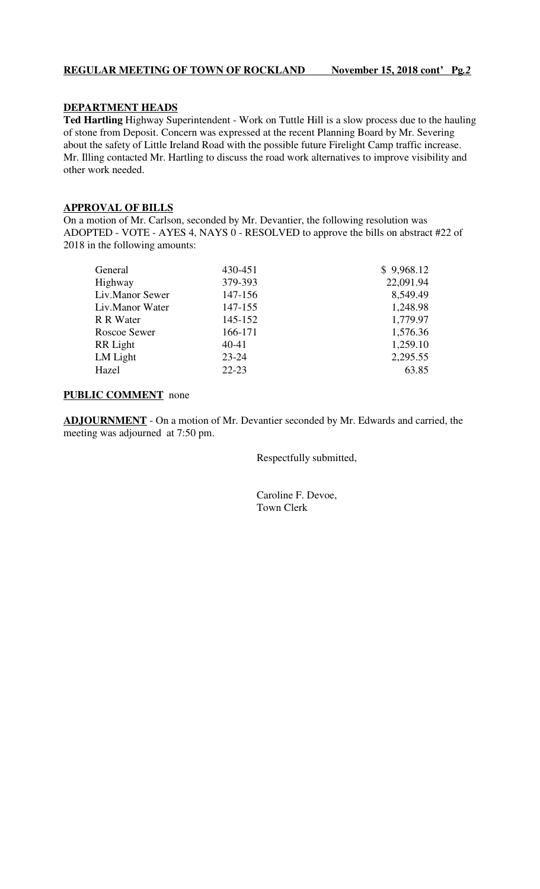**REGULAR MEETING OF TOWN OF ROCKLAND November 15, 2018 cont' Pg.** ***2***

**DEPARTMENT HEADS**

**Ted Hartling** Highway Superintendent - Work on Tuttle Hill is a slow process due to the hauling of stone from Deposit. Concern was expressed at the recent Planning Board by Mr. Severing about the safety of Little Ireland Road with the possible future Firelight Camp traffic increase. Mr. Illing contacted Mr. Hartling to discuss the road work alternatives to improve visibility and other work needed.

**APPROVAL OF BILLS**

On a motion of Mr. Carlson, seconded by Mr. Devantier, the following resolution was ADOPTED - VOTE - AYES 4, NAYS 0 - RESOLVED to approve the bills on abstract #22 of 2018 in the following amounts:

| | | |
|---|---|---|
| General | 430-451 | $ 9,968.12 |
| Highway | 379-393 | 22,091.94 |
| Liv.Manor Sewer | 147-156 | 8,549.49 |
| Liv.Manor Water | 147-155 | 1,248.98 |
| R R Water | 145-152 | 1,779.97 |
| Roscoe Sewer | 166-171 | 1,576.36 |
| RR Light | 40-41 | 1,259.10 |
| LM Light | 23-24 | 2,295.55 |
| Hazel | 22-23 | 63.85 |

**PUBLIC COMMENT** none

**ADJOURNMENT** - On a motion of Mr. Devantier seconded by Mr. Edwards and carried, the meeting was adjourned at 7:50 pm.

Respectfully submitted,

Caroline F. Devoe,
Town Clerk